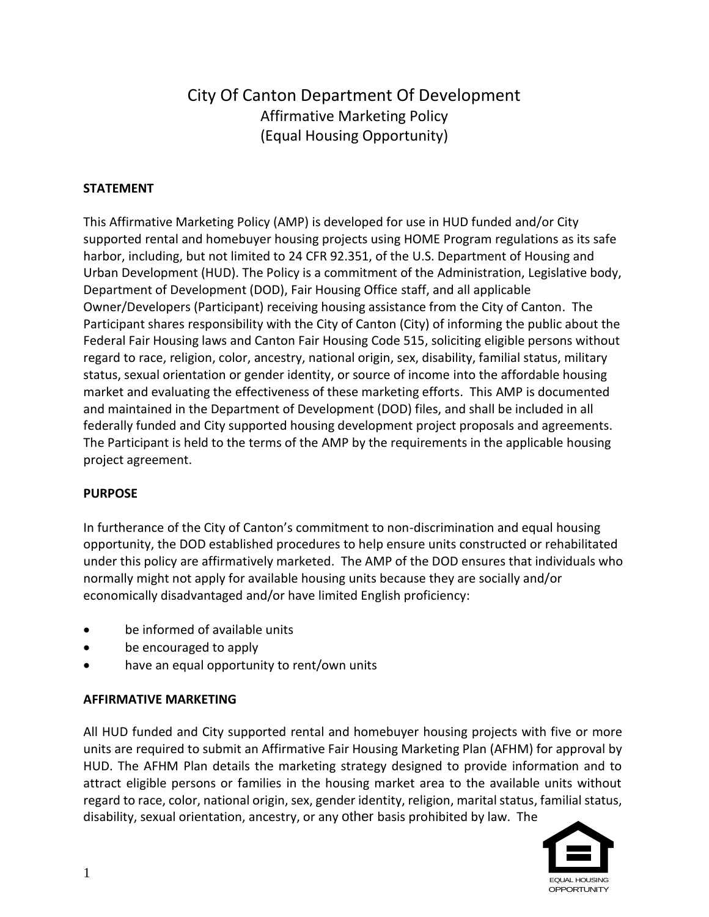# City Of Canton Department Of Development

## Affirmative Marketing Policy
## (Equal Housing Opportunity)

### STATEMENT

This Affirmative Marketing Policy (AMP) is developed for use in HUD funded and/or City supported rental and homebuyer housing projects using HOME Program regulations as its safe harbor, including, but not limited to 24 CFR 92.351, of the U.S. Department of Housing and Urban Development (HUD). The Policy is a commitment of the Administration, Legislative body, Department of Development (DOD), Fair Housing Office staff, and all applicable Owner/Developers (Participant) receiving housing assistance from the City of Canton. The Participant shares responsibility with the City of Canton (City) of informing the public about the Federal Fair Housing laws and Canton Fair Housing Code 515, soliciting eligible persons without regard to race, religion, color, ancestry, national origin, sex, disability, familial status, military status, sexual orientation or gender identity, or source of income into the affordable housing market and evaluating the effectiveness of these marketing efforts. This AMP is documented and maintained in the Department of Development (DOD) files, and shall be included in all federally funded and City supported housing development project proposals and agreements. The Participant is held to the terms of the AMP by the requirements in the applicable housing project agreement.

### PURPOSE

In furtherance of the City of Canton's commitment to non-discrimination and equal housing opportunity, the DOD established procedures to help ensure units constructed or rehabilitated under this policy are affirmatively marketed. The AMP of the DOD ensures that individuals who normally might not apply for available housing units because they are socially and/or economically disadvantaged and/or have limited English proficiency:

- be informed of available units
- be encouraged to apply
- have an equal opportunity to rent/own units

### AFFIRMATIVE MARKETING

All HUD funded and City supported rental and homebuyer housing projects with five or more units are required to submit an Affirmative Fair Housing Marketing Plan (AFHM) for approval by HUD. The AFHM Plan details the marketing strategy designed to provide information and to attract eligible persons or families in the housing market area to the available units without regard to race, color, national origin, sex, gender identity, religion, marital status, familial status, disability, sexual orientation, ancestry, or any other basis prohibited by law. The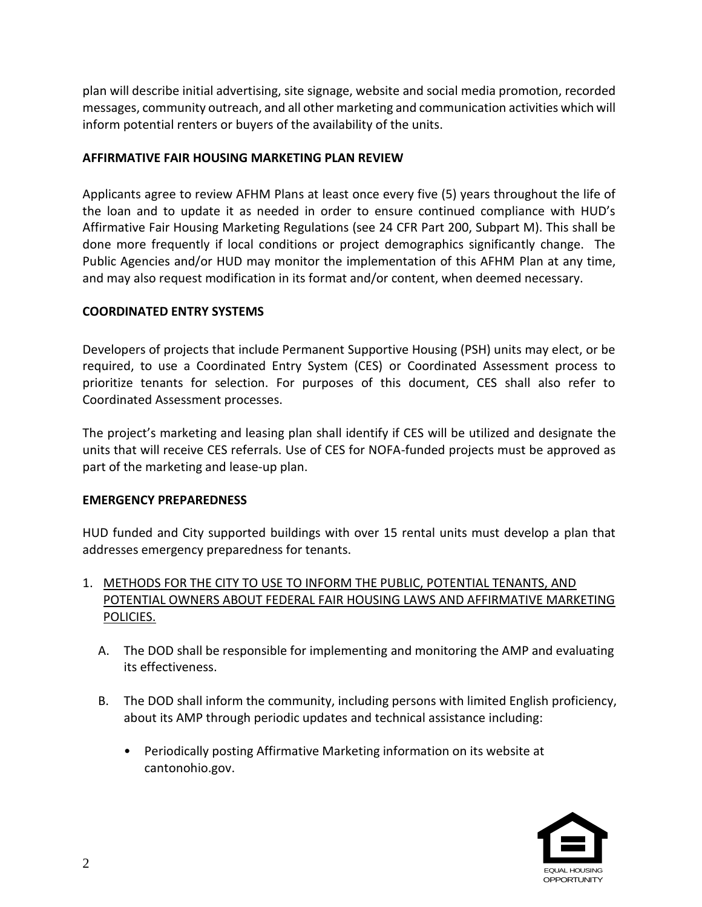plan will describe initial advertising, site signage, website and social media promotion, recorded messages, community outreach, and all other marketing and communication activities which will inform potential renters or buyers of the availability of the units.

**AFFIRMATIVE FAIR HOUSING MARKETING PLAN REVIEW**

Applicants agree to review AFHM Plans at least once every five (5) years throughout the life of the loan and to update it as needed in order to ensure continued compliance with HUD's Affirmative Fair Housing Marketing Regulations (see 24 CFR Part 200, Subpart M). This shall be done more frequently if local conditions or project demographics significantly change. The Public Agencies and/or HUD may monitor the implementation of this AFHM Plan at any time, and may also request modification in its format and/or content, when deemed necessary.

**COORDINATED ENTRY SYSTEMS**

Developers of projects that include Permanent Supportive Housing (PSH) units may elect, or be required, to use a Coordinated Entry System (CES) or Coordinated Assessment process to prioritize tenants for selection. For purposes of this document, CES shall also refer to Coordinated Assessment processes.

The project's marketing and leasing plan shall identify if CES will be utilized and designate the units that will receive CES referrals. Use of CES for NOFA-funded projects must be approved as part of the marketing and lease-up plan.

**EMERGENCY PREPAREDNESS**

HUD funded and City supported buildings with over 15 rental units must develop a plan that addresses emergency preparedness for tenants.

1. METHODS FOR THE CITY TO USE TO INFORM THE PUBLIC, POTENTIAL TENANTS, AND POTENTIAL OWNERS ABOUT FEDERAL FAIR HOUSING LAWS AND AFFIRMATIVE MARKETING POLICIES.

   A. The DOD shall be responsible for implementing and monitoring the AMP and evaluating its effectiveness.

   B. The DOD shall inform the community, including persons with limited English proficiency, about its AMP through periodic updates and technical assistance including:

      - Periodically posting Affirmative Marketing information on its website at cantonohio.gov.

EQUAL HOUSING OPPORTUNITY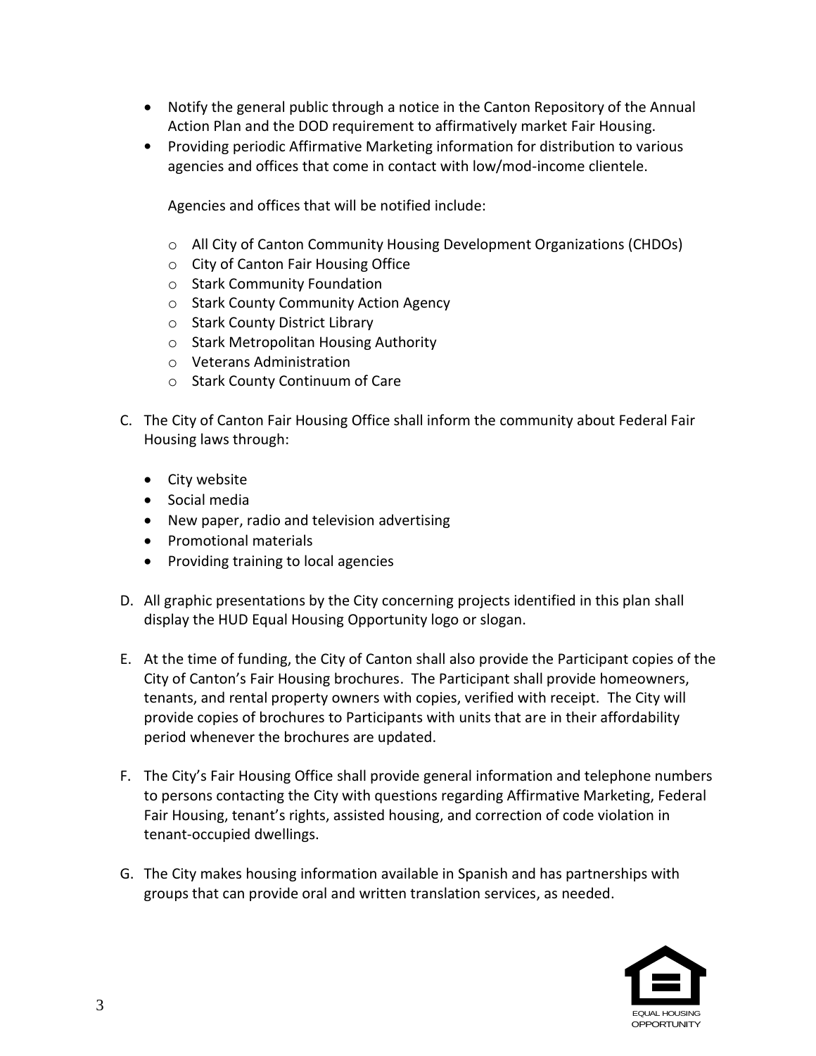- Notify the general public through a notice in the Canton Repository of the Annual Action Plan and the DOD requirement to affirmatively market Fair Housing.
- Providing periodic Affirmative Marketing information for distribution to various agencies and offices that come in contact with low/mod-income clientele.

  Agencies and offices that will be notified include:

  - All City of Canton Community Housing Development Organizations (CHDOs)
  - City of Canton Fair Housing Office
  - Stark Community Foundation
  - Stark County Community Action Agency
  - Stark County District Library
  - Stark Metropolitan Housing Authority
  - Veterans Administration
  - Stark County Continuum of Care

C. The City of Canton Fair Housing Office shall inform the community about Federal Fair Housing laws through:

- City website
- Social media
- New paper, radio and television advertising
- Promotional materials
- Providing training to local agencies

D. All graphic presentations by the City concerning projects identified in this plan shall display the HUD Equal Housing Opportunity logo or slogan.

E. At the time of funding, the City of Canton shall also provide the Participant copies of the City of Canton's Fair Housing brochures. The Participant shall provide homeowners, tenants, and rental property owners with copies, verified with receipt. The City will provide copies of brochures to Participants with units that are in their affordability period whenever the brochures are updated.

F. The City's Fair Housing Office shall provide general information and telephone numbers to persons contacting the City with questions regarding Affirmative Marketing, Federal Fair Housing, tenant's rights, assisted housing, and correction of code violation in tenant-occupied dwellings.

G. The City makes housing information available in Spanish and has partnerships with groups that can provide oral and written translation services, as needed.

EQUAL HOUSING OPPORTUNITY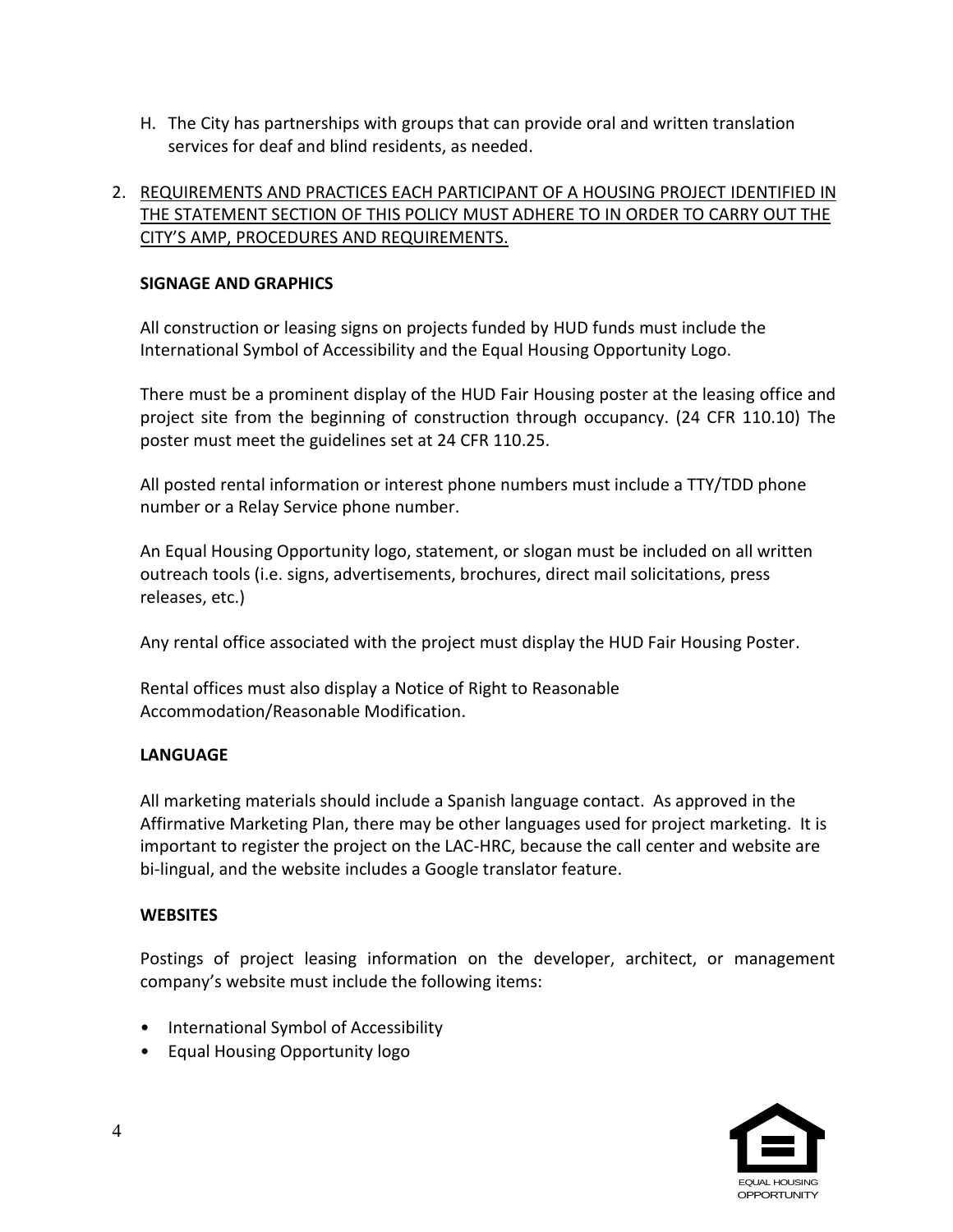H. The City has partnerships with groups that can provide oral and written translation services for deaf and blind residents, as needed.

2. <u>REQUIREMENTS AND PRACTICES EACH PARTICIPANT OF A HOUSING PROJECT IDENTIFIED IN THE STATEMENT SECTION OF THIS POLICY MUST ADHERE TO IN ORDER TO CARRY OUT THE CITY'S AMP, PROCEDURES AND REQUIREMENTS.</u>

**SIGNAGE AND GRAPHICS**

All construction or leasing signs on projects funded by HUD funds must include the International Symbol of Accessibility and the Equal Housing Opportunity Logo.

There must be a prominent display of the HUD Fair Housing poster at the leasing office and project site from the beginning of construction through occupancy. (24 CFR 110.10) The poster must meet the guidelines set at 24 CFR 110.25.

All posted rental information or interest phone numbers must include a TTY/TDD phone number or a Relay Service phone number.

An Equal Housing Opportunity logo, statement, or slogan must be included on all written outreach tools (i.e. signs, advertisements, brochures, direct mail solicitations, press releases, etc.)

Any rental office associated with the project must display the HUD Fair Housing Poster.

Rental offices must also display a Notice of Right to Reasonable Accommodation/Reasonable Modification.

**LANGUAGE**

All marketing materials should include a Spanish language contact. As approved in the Affirmative Marketing Plan, there may be other languages used for project marketing. It is important to register the project on the LAC-HRC, because the call center and website are bi-lingual, and the website includes a Google translator feature.

**WEBSITES**

Postings of project leasing information on the developer, architect, or management company's website must include the following items:

- International Symbol of Accessibility
- Equal Housing Opportunity logo

EQUAL HOUSING OPPORTUNITY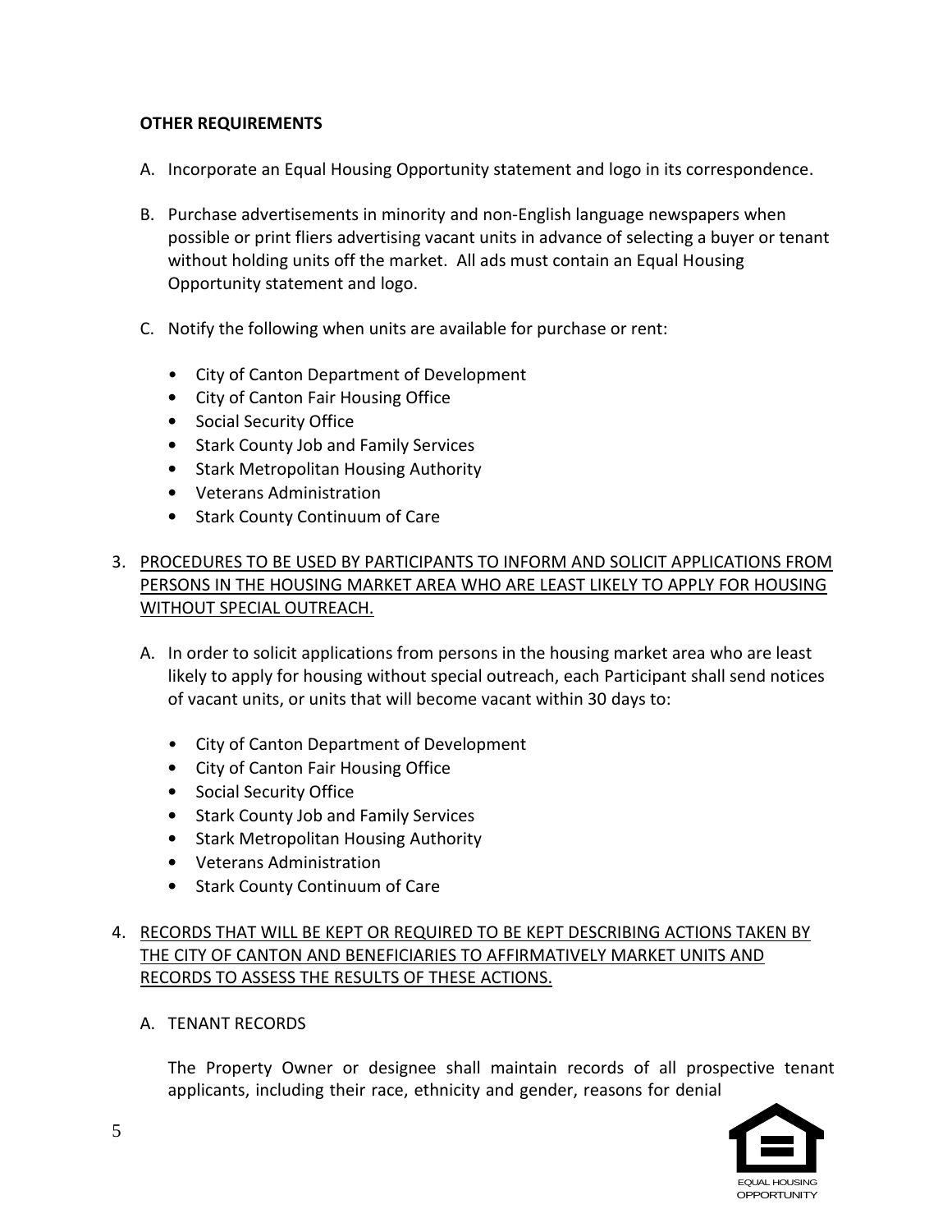**OTHER REQUIREMENTS**

A. Incorporate an Equal Housing Opportunity statement and logo in its correspondence.

B. Purchase advertisements in minority and non-English language newspapers when possible or print fliers advertising vacant units in advance of selecting a buyer or tenant without holding units off the market. All ads must contain an Equal Housing Opportunity statement and logo.

C. Notify the following when units are available for purchase or rent:

- City of Canton Department of Development
- City of Canton Fair Housing Office
- Social Security Office
- Stark County Job and Family Services
- Stark Metropolitan Housing Authority
- Veterans Administration
- Stark County Continuum of Care

3. PROCEDURES TO BE USED BY PARTICIPANTS TO INFORM AND SOLICIT APPLICATIONS FROM PERSONS IN THE HOUSING MARKET AREA WHO ARE LEAST LIKELY TO APPLY FOR HOUSING WITHOUT SPECIAL OUTREACH.

A. In order to solicit applications from persons in the housing market area who are least likely to apply for housing without special outreach, each Participant shall send notices of vacant units, or units that will become vacant within 30 days to:

- City of Canton Department of Development
- City of Canton Fair Housing Office
- Social Security Office
- Stark County Job and Family Services
- Stark Metropolitan Housing Authority
- Veterans Administration
- Stark County Continuum of Care

4. RECORDS THAT WILL BE KEPT OR REQUIRED TO BE KEPT DESCRIBING ACTIONS TAKEN BY THE CITY OF CANTON AND BENEFICIARIES TO AFFIRMATIVELY MARKET UNITS AND RECORDS TO ASSESS THE RESULTS OF THESE ACTIONS.

A. TENANT RECORDS

The Property Owner or designee shall maintain records of all prospective tenant applicants, including their race, ethnicity and gender, reasons for denial

EQUAL HOUSING OPPORTUNITY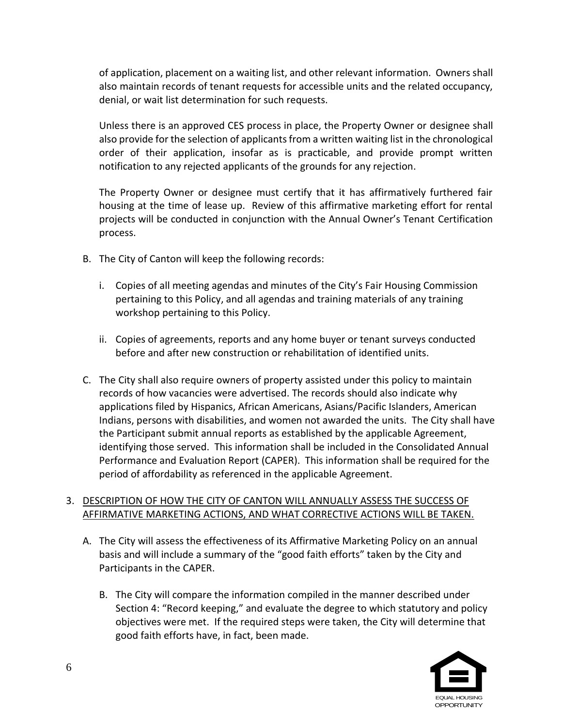of application, placement on a waiting list, and other relevant information. Owners shall also maintain records of tenant requests for accessible units and the related occupancy, denial, or wait list determination for such requests.

Unless there is an approved CES process in place, the Property Owner or designee shall also provide for the selection of applicants from a written waiting list in the chronological order of their application, insofar as is practicable, and provide prompt written notification to any rejected applicants of the grounds for any rejection.

The Property Owner or designee must certify that it has affirmatively furthered fair housing at the time of lease up. Review of this affirmative marketing effort for rental projects will be conducted in conjunction with the Annual Owner's Tenant Certification process.

B. The City of Canton will keep the following records:

   i. Copies of all meeting agendas and minutes of the City's Fair Housing Commission pertaining to this Policy, and all agendas and training materials of any training workshop pertaining to this Policy.

   ii. Copies of agreements, reports and any home buyer or tenant surveys conducted before and after new construction or rehabilitation of identified units.

C. The City shall also require owners of property assisted under this policy to maintain records of how vacancies were advertised. The records should also indicate why applications filed by Hispanics, African Americans, Asians/Pacific Islanders, American Indians, persons with disabilities, and women not awarded the units. The City shall have the Participant submit annual reports as established by the applicable Agreement, identifying those served. This information shall be included in the Consolidated Annual Performance and Evaluation Report (CAPER). This information shall be required for the period of affordability as referenced in the applicable Agreement.

3. <u>DESCRIPTION OF HOW THE CITY OF CANTON WILL ANNUALLY ASSESS THE SUCCESS OF AFFIRMATIVE MARKETING ACTIONS, AND WHAT CORRECTIVE ACTIONS WILL BE TAKEN.</u>

   A. The City will assess the effectiveness of its Affirmative Marketing Policy on an annual basis and will include a summary of the "good faith efforts" taken by the City and Participants in the CAPER.

   B. The City will compare the information compiled in the manner described under Section 4: "Record keeping," and evaluate the degree to which statutory and policy objectives were met. If the required steps were taken, the City will determine that good faith efforts have, in fact, been made.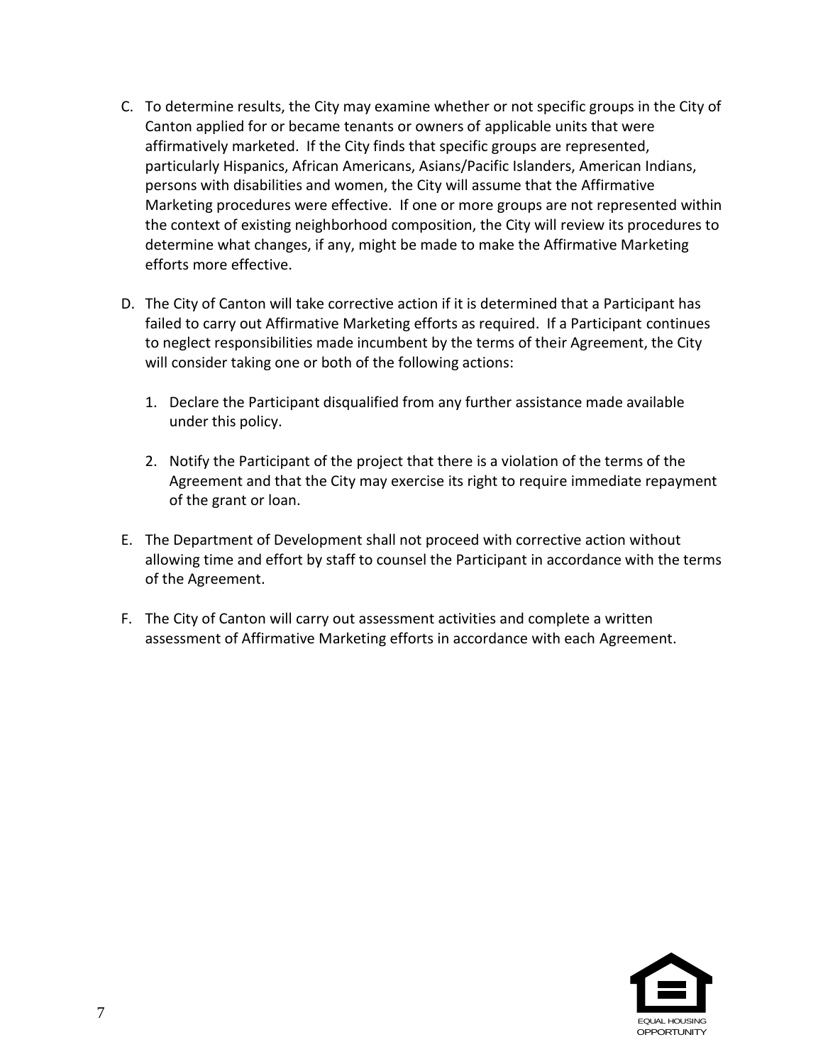C. To determine results, the City may examine whether or not specific groups in the City of Canton applied for or became tenants or owners of applicable units that were affirmatively marketed. If the City finds that specific groups are represented, particularly Hispanics, African Americans, Asians/Pacific Islanders, American Indians, persons with disabilities and women, the City will assume that the Affirmative Marketing procedures were effective. If one or more groups are not represented within the context of existing neighborhood composition, the City will review its procedures to determine what changes, if any, might be made to make the Affirmative Marketing efforts more effective.

D. The City of Canton will take corrective action if it is determined that a Participant has failed to carry out Affirmative Marketing efforts as required. If a Participant continues to neglect responsibilities made incumbent by the terms of their Agreement, the City will consider taking one or both of the following actions:

   1. Declare the Participant disqualified from any further assistance made available under this policy.

   2. Notify the Participant of the project that there is a violation of the terms of the Agreement and that the City may exercise its right to require immediate repayment of the grant or loan.

E. The Department of Development shall not proceed with corrective action without allowing time and effort by staff to counsel the Participant in accordance with the terms of the Agreement.

F. The City of Canton will carry out assessment activities and complete a written assessment of Affirmative Marketing efforts in accordance with each Agreement.

EQUAL HOUSING OPPORTUNITY